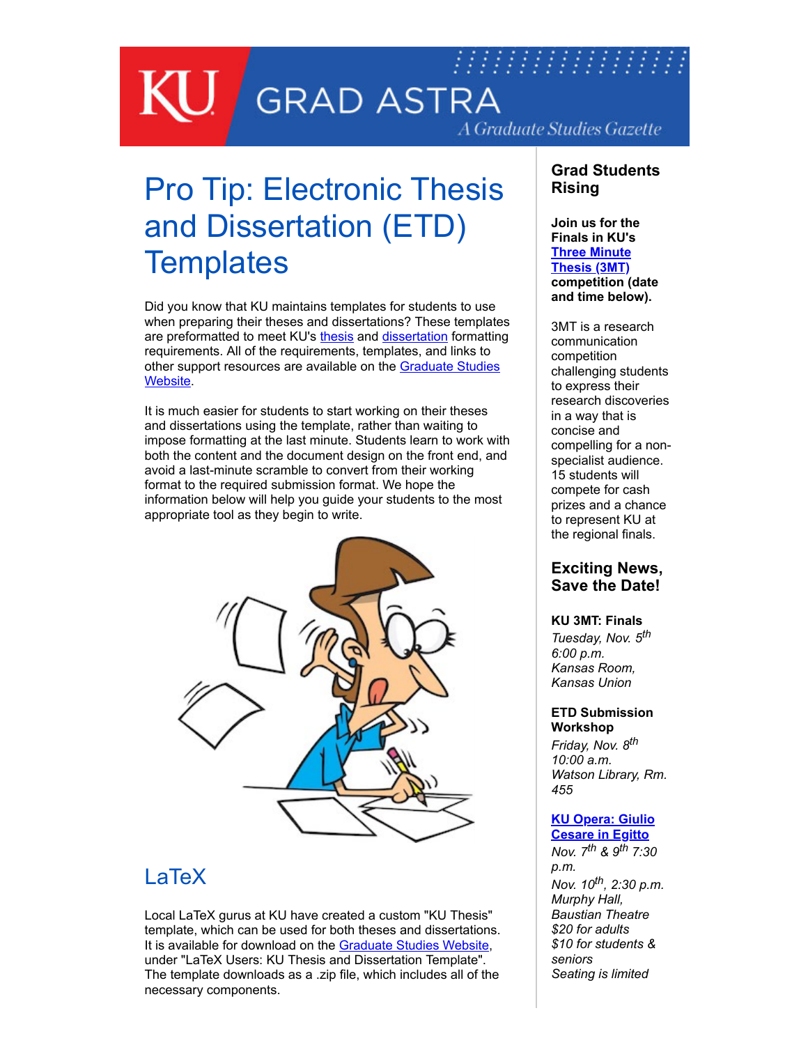# KU GRAD ASTRA

*A Graduate Studies Gazette*

## Pro Tip: Electronic Thesis and Dissertation (ETD) Templates

Did you know that KU maintains templates for students to use when preparing their theses and dissertations? These templates are preformatted to meet KU's thesis and dissertation formatting requirements. All of the requirements, templates, and links to other support resources are available on the Graduate Studies Website.

It is much easier for students to start working on their theses and dissertations using the template, rather than waiting to impose formatting at the last minute. Students learn to work with both the content and the document design on the front end, and avoid a last-minute scramble to convert from their working format to the required submission format. We hope the information below will help you guide your students to the most appropriate tool as they begin to write.

### LaTeX

Local LaTeX gurus at KU have created a custom "KU Thesis" template, which can be used for both theses and dissertations. It is available for download on the Graduate Studies Website, under "LaTeX Users: KU Thesis and Dissertation Template". The template downloads as a .zip file, which includes all of the necessary components.

## Grad Students Rising

**Join us for the Finals in KU's Three Minute Thesis (3MT) competition (date and time below).**

3MT is a research communication competition challenging students to express their research discoveries in a way that is concise and compelling for a non-specialist audience. 15 students will compete for cash prizes and a chance to represent KU at the regional finals.

## Exciting News, Save the Date!

**KU 3MT: Finals**
*Tuesday, Nov. 5th*
*6:00 p.m.*
*Kansas Room, Kansas Union*

**ETD Submission Workshop**
*Friday, Nov. 8th*
*10:00 a.m.*
*Watson Library, Rm. 455*

**KU Opera: Giulio Cesare in Egitto**
*Nov. 7th & 9th 7:30 p.m.*
*Nov. 10th, 2:30 p.m.*
*Murphy Hall, Baustian Theatre*
*$20 for adults*
*$10 for students & seniors*
*Seating is limited*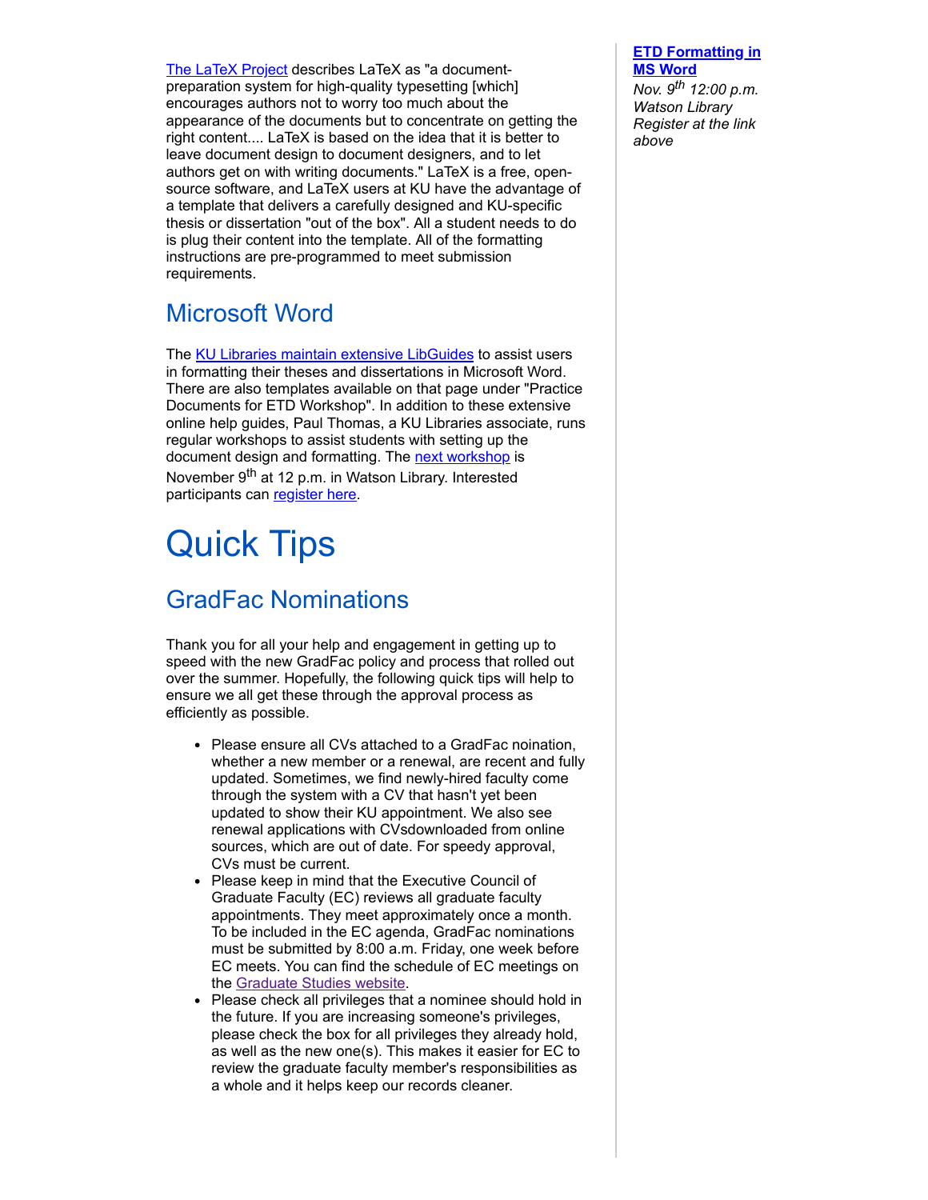[The LaTeX Project](#) describes LaTeX as "a document-preparation system for high-quality typesetting [which] encourages authors not to worry too much about the appearance of the documents but to concentrate on getting the right content.... LaTeX is based on the idea that it is better to leave document design to document designers, and to let authors get on with writing documents." LaTeX is a free, open-source software, and LaTeX users at KU have the advantage of a template that delivers a carefully designed and KU-specific thesis or dissertation "out of the box". All a student needs to do is plug their content into the template. All of the formatting instructions are pre-programmed to meet submission requirements.

## Microsoft Word

The KU Libraries maintain extensive LibGuides to assist users in formatting their theses and dissertations in Microsoft Word. There are also templates available on that page under "Practice Documents for ETD Workshop". In addition to these extensive online help guides, Paul Thomas, a KU Libraries associate, runs regular workshops to assist students with setting up the document design and formatting. The next workshop is November 9th at 12 p.m. in Watson Library. Interested participants can register here.

# Quick Tips

## GradFac Nominations

Thank you for all your help and engagement in getting up to speed with the new GradFac policy and process that rolled out over the summer. Hopefully, the following quick tips will help to ensure we all get these through the approval process as efficiently as possible.

- Please ensure all CVs attached to a GradFac noination, whether a new member or a renewal, are recent and fully updated. Sometimes, we find newly-hired faculty come through the system with a CV that hasn't yet been updated to show their KU appointment. We also see renewal applications with CVsdownloaded from online sources, which are out of date. For speedy approval, CVs must be current.
- Please keep in mind that the Executive Council of Graduate Faculty (EC) reviews all graduate faculty appointments. They meet approximately once a month. To be included in the EC agenda, GradFac nominations must be submitted by 8:00 a.m. Friday, one week before EC meets. You can find the schedule of EC meetings on the Graduate Studies website.
- Please check all privileges that a nominee should hold in the future. If you are increasing someone's privileges, please check the box for all privileges they already hold, as well as the new one(s). This makes it easier for EC to review the graduate faculty member's responsibilities as a whole and it helps keep our records cleaner.

**ETD Formatting in MS Word**
*Nov. 9th 12:00 p.m.*
*Watson Library*
*Register at the link above*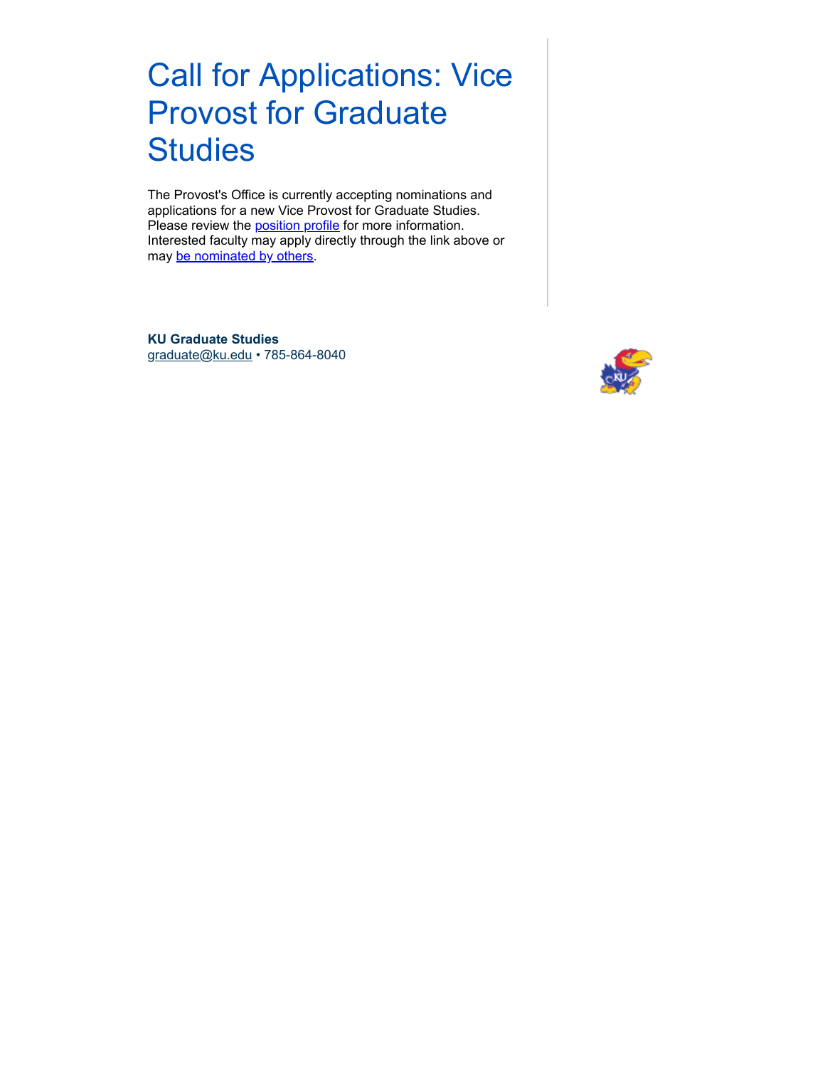# Call for Applications: Vice Provost for Graduate Studies

The Provost's Office is currently accepting nominations and applications for a new Vice Provost for Graduate Studies. Please review the position profile for more information. Interested faculty may apply directly through the link above or may be nominated by others.

**KU Graduate Studies**
graduate@ku.edu • 785-864-8040